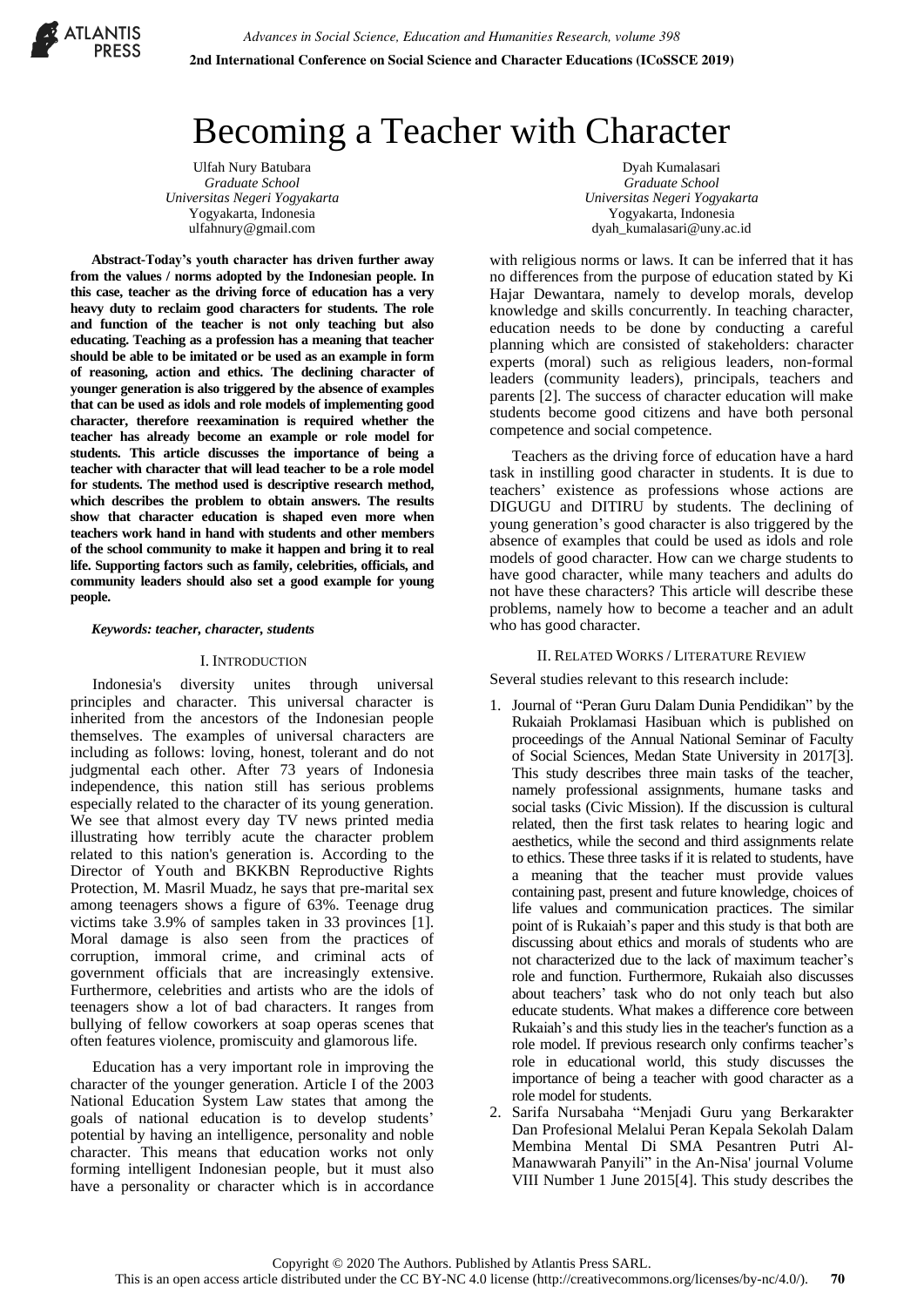# Becoming a Teacher with Character

Ulfah Nury Batubara
*Graduate School*
*Universitas Negeri Yogyakarta*
Yogyakarta, Indonesia
ulfahnury@gmail.com

Dyah Kumalasari
*Graduate School*
*Universitas Negeri Yogyakarta*
Yogyakarta, Indonesia
dyah_kumalasari@uny.ac.id

**Abstract-Today's youth character has driven further away from the values / norms adopted by the Indonesian people. In this case, teacher as the driving force of education has a very heavy duty to reclaim good characters for students. The role and function of the teacher is not only teaching but also educating. Teaching as a profession has a meaning that teacher should be able to be imitated or be used as an example in form of reasoning, action and ethics. The declining character of younger generation is also triggered by the absence of examples that can be used as idols and role models of implementing good character, therefore reexamination is required whether the teacher has already become an example or role model for students. This article discusses the importance of being a teacher with character that will lead teacher to be a role model for students. The method used is descriptive research method, which describes the problem to obtain answers. The results show that character education is shaped even more when teachers work hand in hand with students and other members of the school community to make it happen and bring it to real life. Supporting factors such as family, celebrities, officials, and community leaders should also set a good example for young people.**

***Keywords: teacher, character, students***

## I. Introduction

Indonesia's diversity unites through universal principles and character. This universal character is inherited from the ancestors of the Indonesian people themselves. The examples of universal characters are including as follows: loving, honest, tolerant and do not judgmental each other. After 73 years of Indonesia independence, this nation still has serious problems especially related to the character of its young generation. We see that almost every day TV news printed media illustrating how terribly acute the character problem related to this nation's generation is. According to the Director of Youth and BKKBN Reproductive Rights Protection, M. Masril Muadz, he says that pre-marital sex among teenagers shows a figure of 63%. Teenage drug victims take 3.9% of samples taken in 33 provinces [1]. Moral damage is also seen from the practices of corruption, immoral crime, and criminal acts of government officials that are increasingly extensive. Furthermore, celebrities and artists who are the idols of teenagers show a lot of bad characters. It ranges from bullying of fellow coworkers at soap operas scenes that often features violence, promiscuity and glamorous life.

Education has a very important role in improving the character of the younger generation. Article I of the 2003 National Education System Law states that among the goals of national education is to develop students' potential by having an intelligence, personality and noble character. This means that education works not only forming intelligent Indonesian people, but it must also have a personality or character which is in accordance with religious norms or laws. It can be inferred that it has no differences from the purpose of education stated by Ki Hajar Dewantara, namely to develop morals, develop knowledge and skills concurrently. In teaching character, education needs to be done by conducting a careful planning which are consisted of stakeholders: character experts (moral) such as religious leaders, non-formal leaders (community leaders), principals, teachers and parents [2]. The success of character education will make students become good citizens and have both personal competence and social competence.

Teachers as the driving force of education have a hard task in instilling good character in students. It is due to teachers' existence as professions whose actions are DIGUGU and DITIRU by students. The declining of young generation's good character is also triggered by the absence of examples that could be used as idols and role models of good character. How can we charge students to have good character, while many teachers and adults do not have these characters? This article will describe these problems, namely how to become a teacher and an adult who has good character.

## II. Related Works / Literature Review

Several studies relevant to this research include:

1. Journal of "Peran Guru Dalam Dunia Pendidikan" by the Rukaiah Proklamasi Hasibuan which is published on proceedings of the Annual National Seminar of Faculty of Social Sciences, Medan State University in 2017[3]. This study describes three main tasks of the teacher, namely professional assignments, humane tasks and social tasks (Civic Mission). If the discussion is cultural related, then the first task relates to hearing logic and aesthetics, while the second and third assignments relate to ethics. These three tasks if it is related to students, have a meaning that the teacher must provide values containing past, present and future knowledge, choices of life values and communication practices. The similar point of is Rukaiah's paper and this study is that both are discussing about ethics and morals of students who are not characterized due to the lack of maximum teacher's role and function. Furthermore, Rukaiah also discusses about teachers' task who do not only teach but also educate students. What makes a difference core between Rukaiah's and this study lies in the teacher's function as a role model. If previous research only confirms teacher's role in educational world, this study discusses the importance of being a teacher with good character as a role model for students.
2. Sarifa Nursabaha "Menjadi Guru yang Berkarakter Dan Profesional Melalui Peran Kepala Sekolah Dalam Membina Mental Di SMA Pesantren Putri Al-Manawwarah Panyili" in the An-Nisa' journal Volume VIII Number 1 June 2015[4]. This study describes the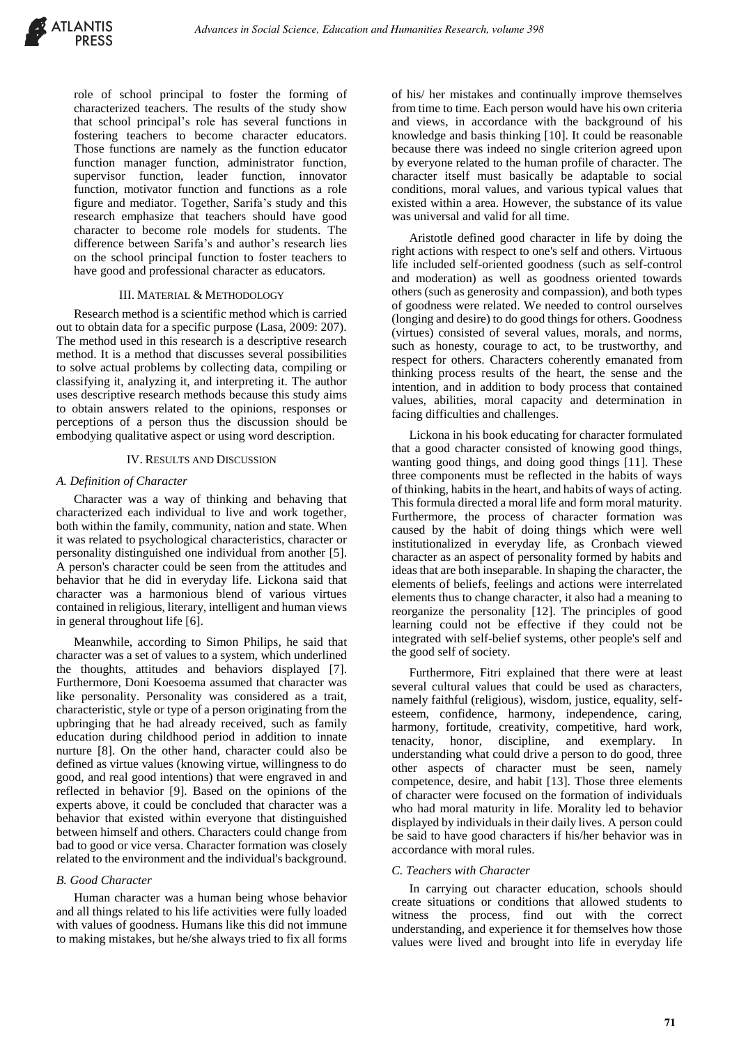role of school principal to foster the forming of characterized teachers. The results of the study show that school principal's role has several functions in fostering teachers to become character educators. Those functions are namely as the function educator function manager function, administrator function, supervisor function, leader function, innovator function, motivator function and functions as a role figure and mediator. Together, Sarifa's study and this research emphasize that teachers should have good character to become role models for students. The difference between Sarifa's and author's research lies on the school principal function to foster teachers to have good and professional character as educators.

## III. Material & Methodology

Research method is a scientific method which is carried out to obtain data for a specific purpose (Lasa, 2009: 207). The method used in this research is a descriptive research method. It is a method that discusses several possibilities to solve actual problems by collecting data, compiling or classifying it, analyzing it, and interpreting it. The author uses descriptive research methods because this study aims to obtain answers related to the opinions, responses or perceptions of a person thus the discussion should be embodying qualitative aspect or using word description.

## IV. Results and Discussion

### *A. Definition of Character*

Character was a way of thinking and behaving that characterized each individual to live and work together, both within the family, community, nation and state. When it was related to psychological characteristics, character or personality distinguished one individual from another [5]. A person's character could be seen from the attitudes and behavior that he did in everyday life. Lickona said that character was a harmonious blend of various virtues contained in religious, literary, intelligent and human views in general throughout life [6].

Meanwhile, according to Simon Philips, he said that character was a set of values to a system, which underlined the thoughts, attitudes and behaviors displayed [7]. Furthermore, Doni Koesoema assumed that character was like personality. Personality was considered as a trait, characteristic, style or type of a person originating from the upbringing that he had already received, such as family education during childhood period in addition to innate nurture [8]. On the other hand, character could also be defined as virtue values (knowing virtue, willingness to do good, and real good intentions) that were engraved in and reflected in behavior [9]. Based on the opinions of the experts above, it could be concluded that character was a behavior that existed within everyone that distinguished between himself and others. Characters could change from bad to good or vice versa. Character formation was closely related to the environment and the individual's background.

### *B. Good Character*

Human character was a human being whose behavior and all things related to his life activities were fully loaded with values of goodness. Humans like this did not immune to making mistakes, but he/she always tried to fix all forms of his/ her mistakes and continually improve themselves from time to time. Each person would have his own criteria and views, in accordance with the background of his knowledge and basis thinking [10]. It could be reasonable because there was indeed no single criterion agreed upon by everyone related to the human profile of character. The character itself must basically be adaptable to social conditions, moral values, and various typical values that existed within a area. However, the substance of its value was universal and valid for all time.

Aristotle defined good character in life by doing the right actions with respect to one's self and others. Virtuous life included self-oriented goodness (such as self-control and moderation) as well as goodness oriented towards others (such as generosity and compassion), and both types of goodness were related. We needed to control ourselves (longing and desire) to do good things for others. Goodness (virtues) consisted of several values, morals, and norms, such as honesty, courage to act, to be trustworthy, and respect for others. Characters coherently emanated from thinking process results of the heart, the sense and the intention, and in addition to body process that contained values, abilities, moral capacity and determination in facing difficulties and challenges.

Lickona in his book educating for character formulated that a good character consisted of knowing good things, wanting good things, and doing good things [11]. These three components must be reflected in the habits of ways of thinking, habits in the heart, and habits of ways of acting. This formula directed a moral life and form moral maturity. Furthermore, the process of character formation was caused by the habit of doing things which were well institutionalized in everyday life, as Cronbach viewed character as an aspect of personality formed by habits and ideas that are both inseparable. In shaping the character, the elements of beliefs, feelings and actions were interrelated elements thus to change character, it also had a meaning to reorganize the personality [12]. The principles of good learning could not be effective if they could not be integrated with self-belief systems, other people's self and the good self of society.

Furthermore, Fitri explained that there were at least several cultural values that could be used as characters, namely faithful (religious), wisdom, justice, equality, self-esteem, confidence, harmony, independence, caring, harmony, fortitude, creativity, competitive, hard work, tenacity, honor, discipline, and exemplary. In understanding what could drive a person to do good, three other aspects of character must be seen, namely competence, desire, and habit [13]. Those three elements of character were focused on the formation of individuals who had moral maturity in life. Morality led to behavior displayed by individuals in their daily lives. A person could be said to have good characters if his/her behavior was in accordance with moral rules.

### *C. Teachers with Character*

In carrying out character education, schools should create situations or conditions that allowed students to witness the process, find out with the correct understanding, and experience it for themselves how those values were lived and brought into life in everyday life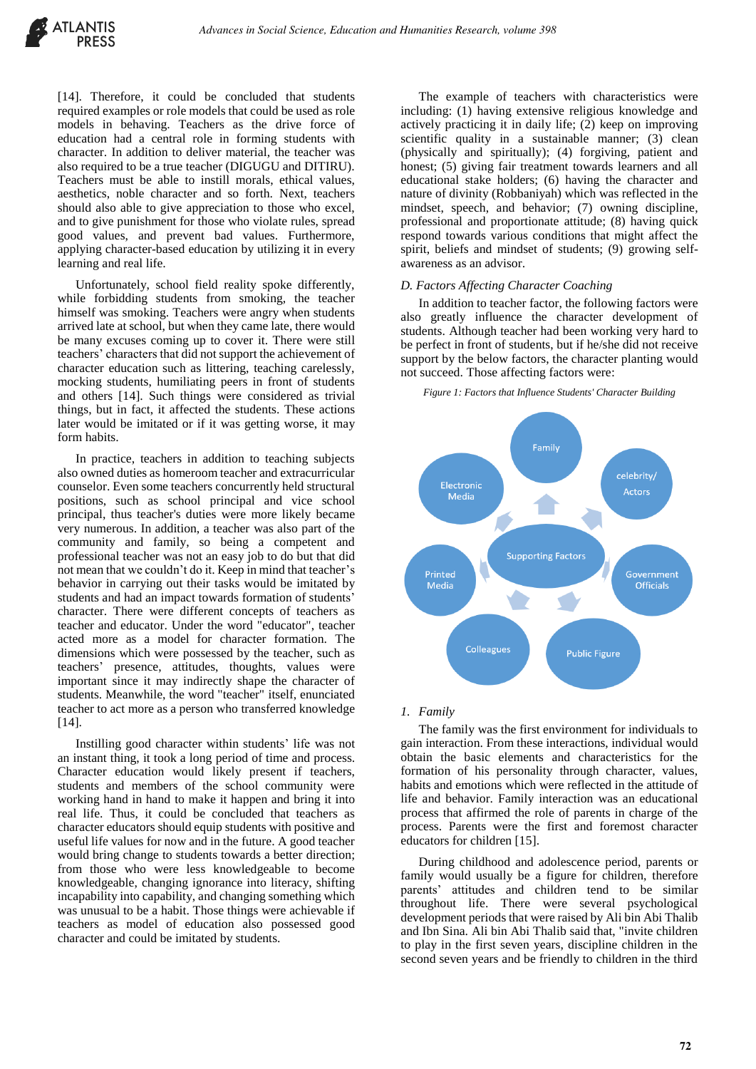[14]. Therefore, it could be concluded that students required examples or role models that could be used as role models in behaving. Teachers as the drive force of education had a central role in forming students with character. In addition to deliver material, the teacher was also required to be a true teacher (DIGUGU and DITIRU). Teachers must be able to instill morals, ethical values, aesthetics, noble character and so forth. Next, teachers should also able to give appreciation to those who excel, and to give punishment for those who violate rules, spread good values, and prevent bad values. Furthermore, applying character-based education by utilizing it in every learning and real life.

Unfortunately, school field reality spoke differently, while forbidding students from smoking, the teacher himself was smoking. Teachers were angry when students arrived late at school, but when they came late, there would be many excuses coming up to cover it. There were still teachers' characters that did not support the achievement of character education such as littering, teaching carelessly, mocking students, humiliating peers in front of students and others [14]. Such things were considered as trivial things, but in fact, it affected the students. These actions later would be imitated or if it was getting worse, it may form habits.

In practice, teachers in addition to teaching subjects also owned duties as homeroom teacher and extracurricular counselor. Even some teachers concurrently held structural positions, such as school principal and vice school principal, thus teacher's duties were more likely became very numerous. In addition, a teacher was also part of the community and family, so being a competent and professional teacher was not an easy job to do but that did not mean that we couldn't do it. Keep in mind that teacher's behavior in carrying out their tasks would be imitated by students and had an impact towards formation of students' character. There were different concepts of teachers as teacher and educator. Under the word "educator", teacher acted more as a model for character formation. The dimensions which were possessed by the teacher, such as teachers' presence, attitudes, thoughts, values were important since it may indirectly shape the character of students. Meanwhile, the word "teacher" itself, enunciated teacher to act more as a person who transferred knowledge [14].

Instilling good character within students' life was not an instant thing, it took a long period of time and process. Character education would likely present if teachers, students and members of the school community were working hand in hand to make it happen and bring it into real life. Thus, it could be concluded that teachers as character educators should equip students with positive and useful life values for now and in the future. A good teacher would bring change to students towards a better direction; from those who were less knowledgeable to become knowledgeable, changing ignorance into literacy, shifting incapability into capability, and changing something which was unusual to be a habit. Those things were achievable if teachers as model of education also possessed good character and could be imitated by students.

The example of teachers with characteristics were including: (1) having extensive religious knowledge and actively practicing it in daily life; (2) keep on improving scientific quality in a sustainable manner; (3) clean (physically and spiritually); (4) forgiving, patient and honest; (5) giving fair treatment towards learners and all educational stake holders; (6) having the character and nature of divinity (Robbaniyah) which was reflected in the mindset, speech, and behavior; (7) owning discipline, professional and proportionate attitude; (8) having quick respond towards various conditions that might affect the spirit, beliefs and mindset of students; (9) growing self-awareness as an advisor.

### *D. Factors Affecting Character Coaching*

In addition to teacher factor, the following factors were also greatly influence the character development of students. Although teacher had been working very hard to be perfect in front of students, but if he/she did not receive support by the below factors, the character planting would not succeed. Those affecting factors were:

*Figure 1: Factors that Influence Students' Character Building*

Supporting Factors: Family, celebrity/Actors, Government Officials, Public Figure, Colleagues, Printed Media, Electronic Media

#### *1. Family*

The family was the first environment for individuals to gain interaction. From these interactions, individual would obtain the basic elements and characteristics for the formation of his personality through character, values, habits and emotions which were reflected in the attitude of life and behavior. Family interaction was an educational process that affirmed the role of parents in charge of the process. Parents were the first and foremost character educators for children [15].

During childhood and adolescence period, parents or family would usually be a figure for children, therefore parents' attitudes and children tend to be similar throughout life. There were several psychological development periods that were raised by Ali bin Abi Thalib and Ibn Sina. Ali bin Abi Thalib said that, "invite children to play in the first seven years, discipline children in the second seven years and be friendly to children in the third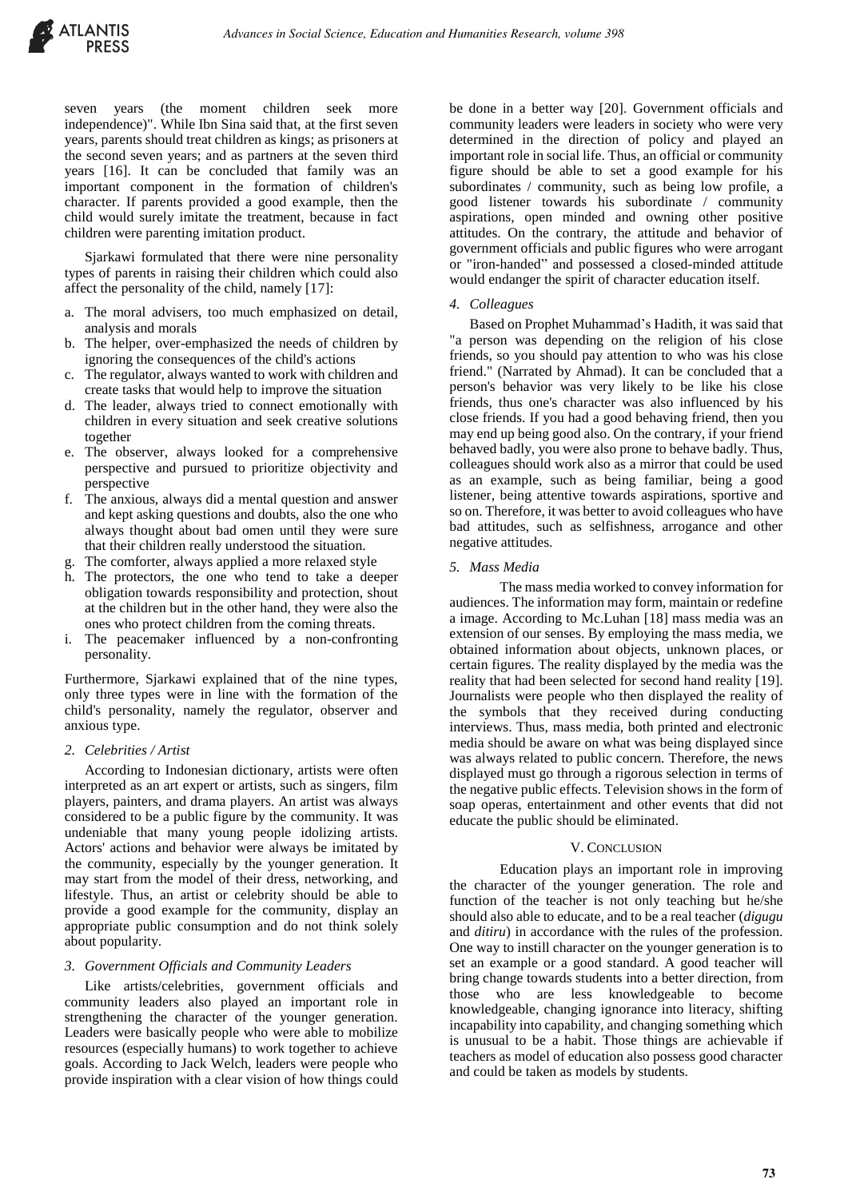seven years (the moment children seek more independence)". While Ibn Sina said that, at the first seven years, parents should treat children as kings; as prisoners at the second seven years; and as partners at the seven third years [16]. It can be concluded that family was an important component in the formation of children's character. If parents provided a good example, then the child would surely imitate the treatment, because in fact children were parenting imitation product.

Sjarkawi formulated that there were nine personality types of parents in raising their children which could also affect the personality of the child, namely [17]:

a. The moral advisers, too much emphasized on detail, analysis and morals
b. The helper, over-emphasized the needs of children by ignoring the consequences of the child's actions
c. The regulator, always wanted to work with children and create tasks that would help to improve the situation
d. The leader, always tried to connect emotionally with children in every situation and seek creative solutions together
e. The observer, always looked for a comprehensive perspective and pursued to prioritize objectivity and perspective
f. The anxious, always did a mental question and answer and kept asking questions and doubts, also the one who always thought about bad omen until they were sure that their children really understood the situation.
g. The comforter, always applied a more relaxed style
h. The protectors, the one who tend to take a deeper obligation towards responsibility and protection, shout at the children but in the other hand, they were also the ones who protect children from the coming threats.
i. The peacemaker influenced by a non-confronting personality.

Furthermore, Sjarkawi explained that of the nine types, only three types were in line with the formation of the child's personality, namely the regulator, observer and anxious type.

### *2. Celebrities / Artist*

According to Indonesian dictionary, artists were often interpreted as an art expert or artists, such as singers, film players, painters, and drama players. An artist was always considered to be a public figure by the community. It was undeniable that many young people idolizing artists. Actors' actions and behavior were always be imitated by the community, especially by the younger generation. It may start from the model of their dress, networking, and lifestyle. Thus, an artist or celebrity should be able to provide a good example for the community, display an appropriate public consumption and do not think solely about popularity.

### *3. Government Officials and Community Leaders*

Like artists/celebrities, government officials and community leaders also played an important role in strengthening the character of the younger generation. Leaders were basically people who were able to mobilize resources (especially humans) to work together to achieve goals. According to Jack Welch, leaders were people who provide inspiration with a clear vision of how things could be done in a better way [20]. Government officials and community leaders were leaders in society who were very determined in the direction of policy and played an important role in social life. Thus, an official or community figure should be able to set a good example for his subordinates / community, such as being low profile, a good listener towards his subordinate / community aspirations, open minded and owning other positive attitudes. On the contrary, the attitude and behavior of government officials and public figures who were arrogant or "iron-handed" and possessed a closed-minded attitude would endanger the spirit of character education itself.

### *4. Colleagues*

Based on Prophet Muhammad's Hadith, it was said that "a person was depending on the religion of his close friends, so you should pay attention to who was his close friend." (Narrated by Ahmad). It can be concluded that a person's behavior was very likely to be like his close friends, thus one's character was also influenced by his close friends. If you had a good behaving friend, then you may end up being good also. On the contrary, if your friend behaved badly, you were also prone to behave badly. Thus, colleagues should work also as a mirror that could be used as an example, such as being familiar, being a good listener, being attentive towards aspirations, sportive and so on. Therefore, it was better to avoid colleagues who have bad attitudes, such as selfishness, arrogance and other negative attitudes.

### *5. Mass Media*

The mass media worked to convey information for audiences. The information may form, maintain or redefine a image. According to Mc.Luhan [18] mass media was an extension of our senses. By employing the mass media, we obtained information about objects, unknown places, or certain figures. The reality displayed by the media was the reality that had been selected for second hand reality [19]. Journalists were people who then displayed the reality of the symbols that they received during conducting interviews. Thus, mass media, both printed and electronic media should be aware on what was being displayed since was always related to public concern. Therefore, the news displayed must go through a rigorous selection in terms of the negative public effects. Television shows in the form of soap operas, entertainment and other events that did not educate the public should be eliminated.

## V. CONCLUSION

Education plays an important role in improving the character of the younger generation. The role and function of the teacher is not only teaching but he/she should also able to educate, and to be a real teacher (*digugu* and *ditiru*) in accordance with the rules of the profession. One way to instill character on the younger generation is to set an example or a good standard. A good teacher will bring change towards students into a better direction, from those who are less knowledgeable to become knowledgeable, changing ignorance into literacy, shifting incapability into capability, and changing something which is unusual to be a habit. Those things are achievable if teachers as model of education also possess good character and could be taken as models by students.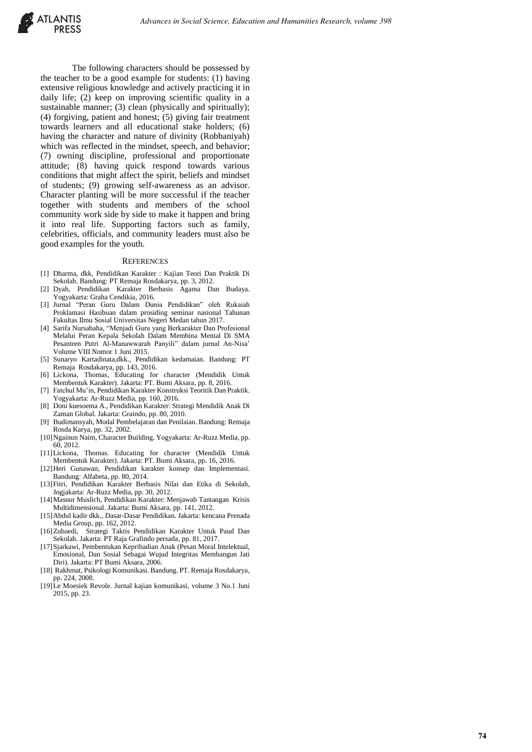The following characters should be possessed by the teacher to be a good example for students: (1) having extensive religious knowledge and actively practicing it in daily life; (2) keep on improving scientific quality in a sustainable manner; (3) clean (physically and spiritually); (4) forgiving, patient and honest; (5) giving fair treatment towards learners and all educational stake holders; (6) having the character and nature of divinity (Robbaniyah) which was reflected in the mindset, speech, and behavior; (7) owning discipline, professional and proportionate attitude; (8) having quick respond towards various conditions that might affect the spirit, beliefs and mindset of students; (9) growing self-awareness as an advisor. Character planting will be more successful if the teacher together with students and members of the school community work side by side to make it happen and bring it into real life. Supporting factors such as family, celebrities, officials, and community leaders must also be good examples for the youth.

## REFERENCES

[1] Dharma, dkk, Pendidikan Karakter : Kajian Teori Dan Praktik Di Sekolah. Bandung: PT Remaja Rosdakarya, pp. 3, 2012.

[2] Dyah, Pendidikan Karakter Berbasis Agama Dan Budaya. Yogyakarta: Graha Cendikia, 2016.

[3] Jurnal "Peran Guru Dalam Dunia Pendidikan" oleh Rukaiah Proklamasi Hasibuan dalam prosiding seminar nasional Tahunan Fakultas Ilmu Sosial Universitas Negeri Medan tahun 2017.

[4] Sarifa Nursabaha, "Menjadi Guru yang Berkarakter Dan Profesional Melalui Peran Kepala Sekolah Dalam Membina Mental Di SMA Pesantren Putri Al-Manawwarah Panyili" dalam jurnal An-Nisa' Volume VIII Nomor 1 Juni 2015.

[5] Sunaryo Kartadinata,dkk., Pendidikan kedamaian. Bandung: PT Remaja Rosdakarya, pp. 143, 2016.

[6] Lickona, Thomas, Educating for character (Mendidik Untuk Membentuk Karakter). Jakarta: PT. Bumi Aksara, pp. 8, 2016.

[7] Fatchul Mu'in, Pendidikan Karakter Konstruksi Teoritik Dan Praktik. Yogyakarta: Ar-Ruzz Media, pp. 160, 2016.

[8] Doni kuesoema A., Pendidikan Karakter: Strategi Mendidik Anak Di Zaman Global. Jakarta: Graindo, pp. 80, 2010.

[9] Budimansyah, Modal Pembelajaran dan Penilaian. Bandung: Remaja Rosda Karya, pp. 32, 2002.

[10] Ngainun Naim, Character Building. Yogyakarta: Ar-Ruzz Media, pp. 60, 2012.

[11] Lickona, Thomas. Educating for character (Mendidik Untuk Membentuk Karakter). Jakarta: PT. Bumi Aksara, pp. 16, 2016.

[12] Heri Gunawan, Pendidikan karakter konsep dan Implementasi. Bandung: Alfabeta, pp. 80, 2014.

[13] Fitri, Pendidikan Karakter Berbasis Nilai dan Etika di Sekolah, Jogjakarta: Ar-Ruzz Media, pp. 30, 2012.

[14] Masnur Muslich, Pendidikan Karakter: Menjawab Tantangan Krisis Multidimensional. Jakarta: Bumi Aksara, pp. 141, 2012.

[15] Abdul kadir dkk., Dasar-Dasar Pendidikan. Jakarta: kencana Prenada Media Group, pp. 162, 2012.

[16] Zubaedi, Strategi Taktis Pendidikan Karakter Untuk Paud Dan Sekolah. Jakarta: PT Raja Grafindo persada, pp. 81, 2017.

[17] Sjarkawi, Pembentukan Kepribadian Anak (Pesan Moral Intelektual, Emosional, Dan Sosial Sebagai Wujud Integritas Membangun Jati Diri). Jakarta: PT Bumi Aksara, 2006.

[18] Rakhmat, Psikologi Komunikasi. Bandung. PT. Remaja Rosdakarya, pp. 224, 2008.

[19] Le Moesiek Revole. Jurnal kajian komunikasi, volume 3 No.1 Juni 2015, pp. 23.